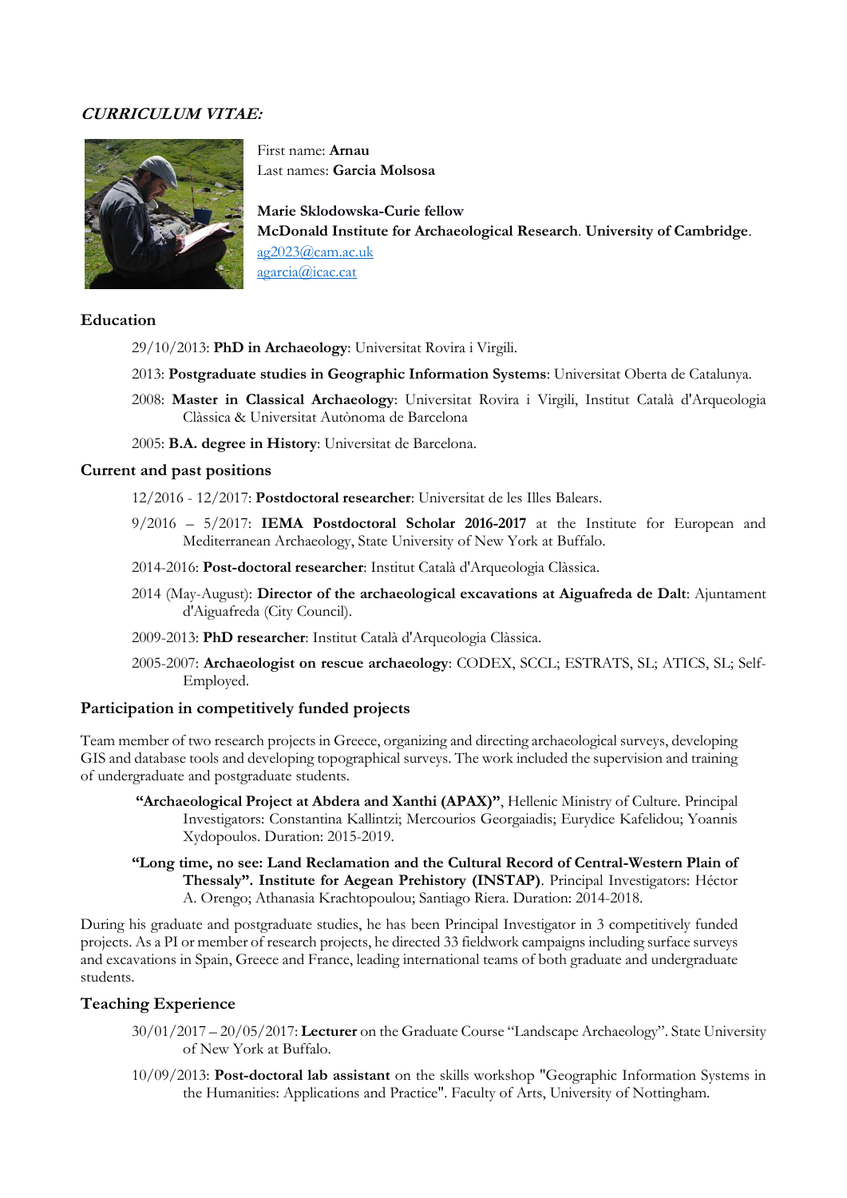***CURRICULUM VITAE:***

First name: **Arnau**
Last names: **Garcia Molsosa**

**Marie Sklodowska-Curie fellow**
**McDonald Institute for Archaeological Research**. **University of Cambridge**.
ag2023@cam.ac.uk
agarcia@icac.cat

## Education

29/10/2013: **PhD in Archaeology**: Universitat Rovira i Virgili.

2013: **Postgraduate studies in Geographic Information Systems**: Universitat Oberta de Catalunya.

2008: **Master in Classical Archaeology**: Universitat Rovira i Virgili, Institut Català d'Arqueologia Clàssica & Universitat Autònoma de Barcelona

2005: **B.A. degree in History**: Universitat de Barcelona.

## Current and past positions

12/2016 - 12/2017: **Postdoctoral researcher**: Universitat de les Illes Balears.

9/2016 – 5/2017: **IEMA Postdoctoral Scholar 2016-2017** at the Institute for European and Mediterranean Archaeology, State University of New York at Buffalo.

2014-2016: **Post-doctoral researcher**: Institut Català d'Arqueologia Clàssica.

2014 (May-August): **Director of the archaeological excavations at Aiguafreda de Dalt**: Ajuntament d'Aiguafreda (City Council).

2009-2013: **PhD researcher**: Institut Català d'Arqueologia Clàssica.

2005-2007: **Archaeologist on rescue archaeology**: CODEX, SCCL; ESTRATS, SL; ATICS, SL; Self-Employed.

## Participation in competitively funded projects

Team member of two research projects in Greece, organizing and directing archaeological surveys, developing GIS and database tools and developing topographical surveys. The work included the supervision and training of undergraduate and postgraduate students.

**"Archaeological Project at Abdera and Xanthi (APAX)"**, Hellenic Ministry of Culture. Principal Investigators: Constantina Kallintzi; Mercourios Georgaiadis; Eurydice Kafelidou; Yoannis Xydopoulos. Duration: 2015-2019.

**"Long time, no see: Land Reclamation and the Cultural Record of Central-Western Plain of Thessaly". Institute for Aegean Prehistory (INSTAP)**. Principal Investigators: Héctor A. Orengo; Athanasia Krachtopoulou; Santiago Riera. Duration: 2014-2018.

During his graduate and postgraduate studies, he has been Principal Investigator in 3 competitively funded projects. As a PI or member of research projects, he directed 33 fieldwork campaigns including surface surveys and excavations in Spain, Greece and France, leading international teams of both graduate and undergraduate students.

## Teaching Experience

30/01/2017 – 20/05/2017: **Lecturer** on the Graduate Course "Landscape Archaeology". State University of New York at Buffalo.

10/09/2013: **Post-doctoral lab assistant** on the skills workshop "Geographic Information Systems in the Humanities: Applications and Practice". Faculty of Arts, University of Nottingham.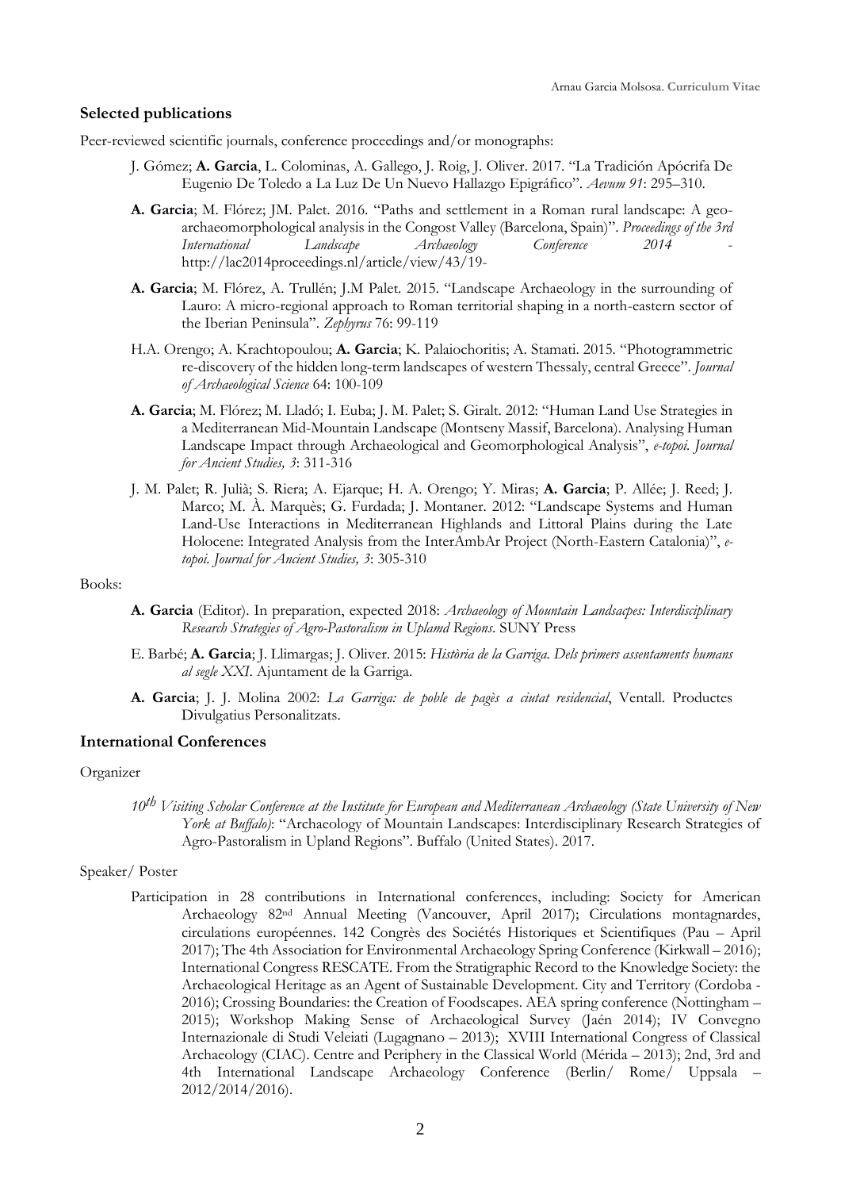### Selected publications

Peer-reviewed scientific journals, conference proceedings and/or monographs:

- J. Gómez; **A. Garcia**, L. Colominas, A. Gallego, J. Roig, J. Oliver. 2017. "La Tradición Apócrifa De Eugenio De Toledo a La Luz De Un Nuevo Hallazgo Epigráfico". *Aevum 91*: 295–310.
- **A. Garcia**; M. Flórez; JM. Palet. 2016. "Paths and settlement in a Roman rural landscape: A geo-archaeomorphological analysis in the Congost Valley (Barcelona, Spain)". *Proceedings of the 3rd International Landscape Archaeology Conference 2014* - http://lac2014proceedings.nl/article/view/43/19-
- **A. Garcia**; M. Flórez, A. Trullén; J.M Palet. 2015. "Landscape Archaeology in the surrounding of Lauro: A micro-regional approach to Roman territorial shaping in a north-eastern sector of the Iberian Peninsula". *Zephyrus* 76: 99-119
- H.A. Orengo; A. Krachtopoulou; **A. Garcia**; K. Palaiochoritis; A. Stamati. 2015. "Photogrammetric re-discovery of the hidden long-term landscapes of western Thessaly, central Greece". *Journal of Archaeological Science* 64: 100-109
- **A. Garcia**; M. Flórez; M. Lladó; I. Euba; J. M. Palet; S. Giralt. 2012: "Human Land Use Strategies in a Mediterranean Mid-Mountain Landscape (Montseny Massif, Barcelona). Analysing Human Landscape Impact through Archaeological and Geomorphological Analysis", *e-topoi. Journal for Ancient Studies, 3*: 311-316
- J. M. Palet; R. Julià; S. Riera; A. Ejarque; H. A. Orengo; Y. Miras; **A. Garcia**; P. Allée; J. Reed; J. Marco; M. À. Marquès; G. Furdada; J. Montaner. 2012: "Landscape Systems and Human Land-Use Interactions in Mediterranean Highlands and Littoral Plains during the Late Holocene: Integrated Analysis from the InterAmbAr Project (North-Eastern Catalonia)", *e-topoi. Journal for Ancient Studies, 3*: 305-310

Books:

- **A. Garcia** (Editor). In preparation, expected 2018: *Archaeology of Mountain Landsacpes: Interdisciplinary Research Strategies of Agro-Pastoralism in Uplamd Regions*. SUNY Press
- E. Barbé; **A. Garcia**; J. Llimargas; J. Oliver. 2015: *Història de la Garriga. Dels primers assentaments humans al segle XXI*. Ajuntament de la Garriga.
- **A. Garcia**; J. J. Molina 2002: *La Garriga: de poble de pagès a ciutat residencial*, Ventall. Productes Divulgatius Personalitzats.

### International Conferences

Organizer

- *10th Visiting Scholar Conference at the Institute for European and Mediterranean Archaeology (State University of New York at Buffalo)*: "Archaeology of Mountain Landscapes: Interdisciplinary Research Strategies of Agro-Pastoralism in Upland Regions". Buffalo (United States). 2017.

Speaker/ Poster

- Participation in 28 contributions in International conferences, including: Society for American Archaeology 82nd Annual Meeting (Vancouver, April 2017); Circulations montagnardes, circulations européennes. 142 Congrès des Sociétés Historiques et Scientifiques (Pau – April 2017); The 4th Association for Environmental Archaeology Spring Conference (Kirkwall – 2016); International Congress RESCATE. From the Stratigraphic Record to the Knowledge Society: the Archaeological Heritage as an Agent of Sustainable Development. City and Territory (Cordoba - 2016); Crossing Boundaries: the Creation of Foodscapes. AEA spring conference (Nottingham – 2015); Workshop Making Sense of Archaeological Survey (Jaén 2014); IV Convegno Internazionale di Studi Veleiati (Lugagnano – 2013); XVIII International Congress of Classical Archaeology (CIAC). Centre and Periphery in the Classical World (Mérida – 2013); 2nd, 3rd and 4th International Landscape Archaeology Conference (Berlin/ Rome/ Uppsala – 2012/2014/2016).